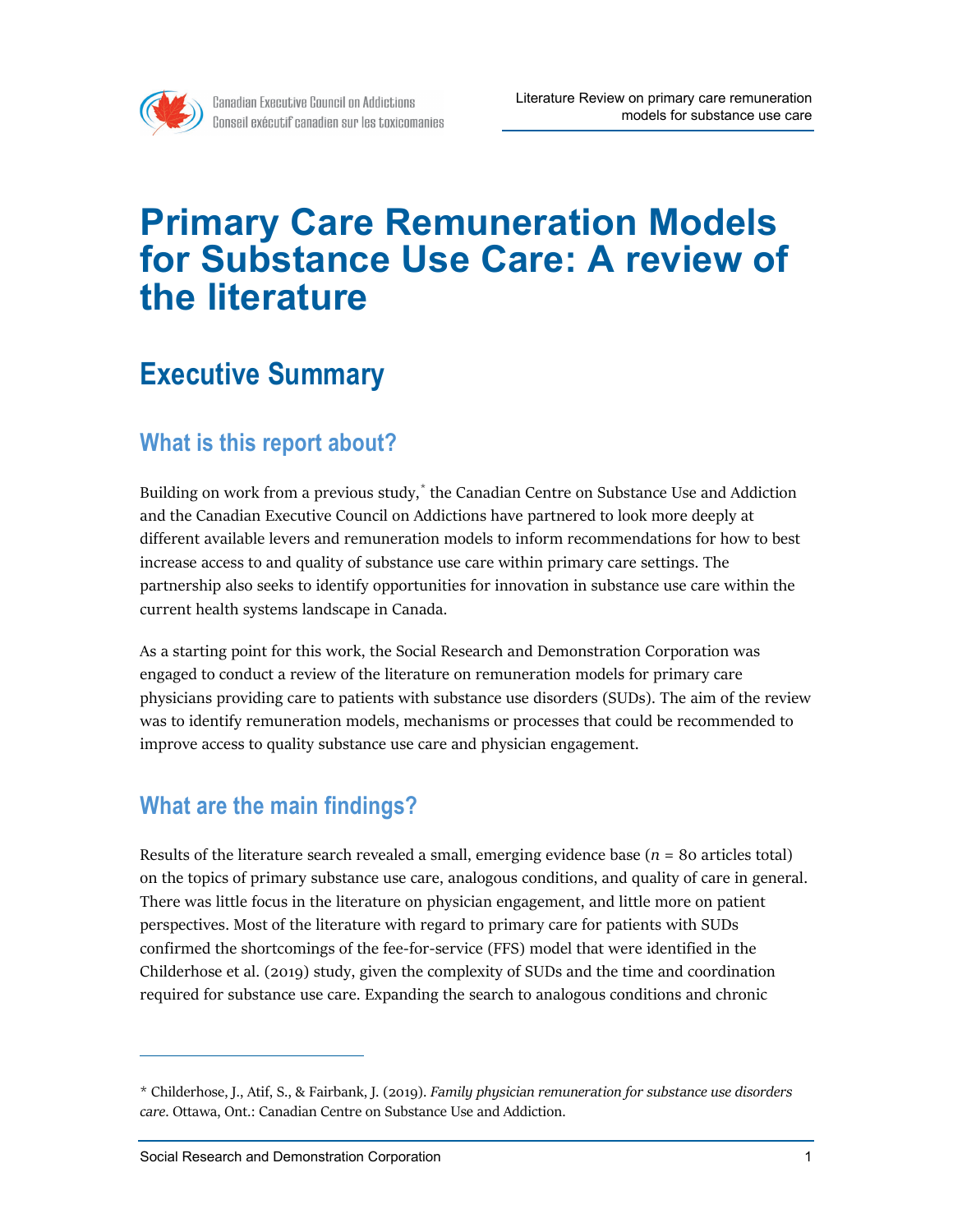# Primary Care Remuneration Models for Substance Use Care: A review of the literature

## Executive Summary

### What is this report about?

Building on work from a previous study,* the Canadian Centre on Substance Use and Addiction and the Canadian Executive Council on Addictions have partnered to look more deeply at different available levers and remuneration models to inform recommendations for how to best increase access to and quality of substance use care within primary care settings. The partnership also seeks to identify opportunities for innovation in substance use care within the current health systems landscape in Canada.

As a starting point for this work, the Social Research and Demonstration Corporation was engaged to conduct a review of the literature on remuneration models for primary care physicians providing care to patients with substance use disorders (SUDs). The aim of the review was to identify remuneration models, mechanisms or processes that could be recommended to improve access to quality substance use care and physician engagement.

### What are the main findings?

Results of the literature search revealed a small, emerging evidence base ($n$ = 80 articles total) on the topics of primary substance use care, analogous conditions, and quality of care in general. There was little focus in the literature on physician engagement, and little more on patient perspectives. Most of the literature with regard to primary care for patients with SUDs confirmed the shortcomings of the fee-for-service (FFS) model that were identified in the Childerhose et al. (2019) study, given the complexity of SUDs and the time and coordination required for substance use care. Expanding the search to analogous conditions and chronic

---

* Childerhose, J., Atif, S., & Fairbank, J. (2019). *Family physician remuneration for substance use disorders care*. Ottawa, Ont.: Canadian Centre on Substance Use and Addiction.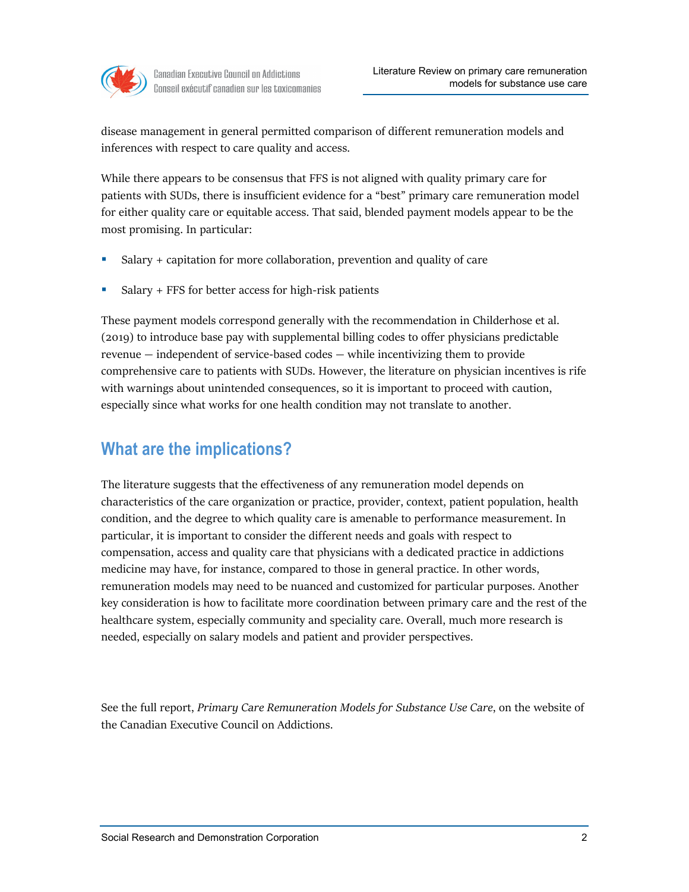disease management in general permitted comparison of different remuneration models and inferences with respect to care quality and access.

While there appears to be consensus that FFS is not aligned with quality primary care for patients with SUDs, there is insufficient evidence for a "best" primary care remuneration model for either quality care or equitable access. That said, blended payment models appear to be the most promising. In particular:

- Salary + capitation for more collaboration, prevention and quality of care
- Salary + FFS for better access for high-risk patients

These payment models correspond generally with the recommendation in Childerhose et al. (2019) to introduce base pay with supplemental billing codes to offer physicians predictable revenue — independent of service-based codes — while incentivizing them to provide comprehensive care to patients with SUDs. However, the literature on physician incentives is rife with warnings about unintended consequences, so it is important to proceed with caution, especially since what works for one health condition may not translate to another.

## What are the implications?

The literature suggests that the effectiveness of any remuneration model depends on characteristics of the care organization or practice, provider, context, patient population, health condition, and the degree to which quality care is amenable to performance measurement. In particular, it is important to consider the different needs and goals with respect to compensation, access and quality care that physicians with a dedicated practice in addictions medicine may have, for instance, compared to those in general practice. In other words, remuneration models may need to be nuanced and customized for particular purposes. Another key consideration is how to facilitate more coordination between primary care and the rest of the healthcare system, especially community and speciality care. Overall, much more research is needed, especially on salary models and patient and provider perspectives.

See the full report, *Primary Care Remuneration Models for Substance Use Care*, on the website of the Canadian Executive Council on Addictions.